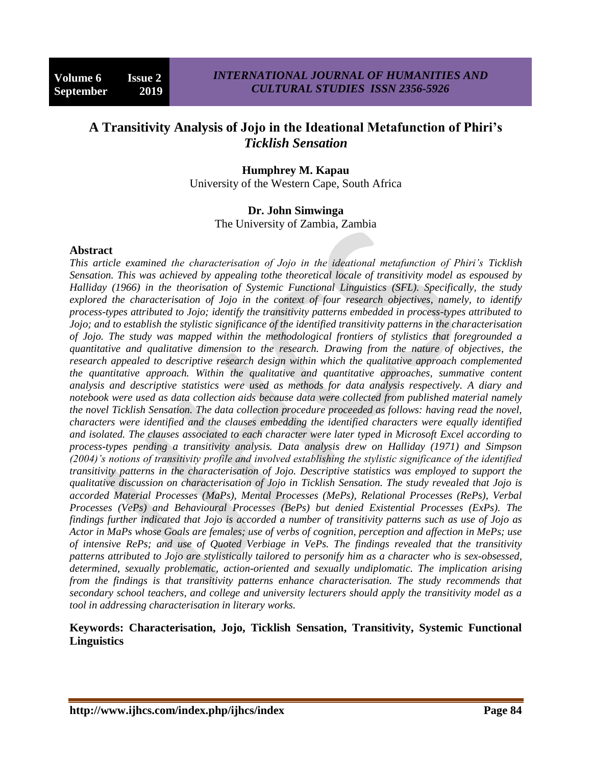# A Transitivity Analysis of Jojo in the Ideational Metafunction of Phiri's *Ticklish Sensation*

**Humphrey M. Kapau**
University of the Western Cape, South Africa

**Dr. John Simwinga**
The University of Zambia, Zambia

## Abstract

*This article examined the characterisation of Jojo in the ideational metafunction of Phiri's Ticklish Sensation. This was achieved by appealing tothe theoretical locale of transitivity model as espoused by Halliday (1966) in the theorisation of Systemic Functional Linguistics (SFL). Specifically, the study explored the characterisation of Jojo in the context of four research objectives, namely, to identify process-types attributed to Jojo; identify the transitivity patterns embedded in process-types attributed to Jojo; and to establish the stylistic significance of the identified transitivity patterns in the characterisation of Jojo. The study was mapped within the methodological frontiers of stylistics that foregrounded a quantitative and qualitative dimension to the research. Drawing from the nature of objectives, the research appealed to descriptive research design within which the qualitative approach complemented the quantitative approach. Within the qualitative and quantitative approaches, summative content analysis and descriptive statistics were used as methods for data analysis respectively. A diary and notebook were used as data collection aids because data were collected from published material namely the novel Ticklish Sensation. The data collection procedure proceeded as follows: having read the novel, characters were identified and the clauses embedding the identified characters were equally identified and isolated. The clauses associated to each character were later typed in Microsoft Excel according to process-types pending a transitivity analysis. Data analysis drew on Halliday (1971) and Simpson (2004)'s notions of transitivity profile and involved establishing the stylistic significance of the identified transitivity patterns in the characterisation of Jojo. Descriptive statistics was employed to support the qualitative discussion on characterisation of Jojo in Ticklish Sensation. The study revealed that Jojo is accorded Material Processes (MaPs), Mental Processes (MePs), Relational Processes (RePs), Verbal Processes (VePs) and Behavioural Processes (BePs) but denied Existential Processes (ExPs). The findings further indicated that Jojo is accorded a number of transitivity patterns such as use of Jojo as Actor in MaPs whose Goals are females; use of verbs of cognition, perception and affection in MePs; use of intensive RePs; and use of Quoted Verbiage in VePs. The findings revealed that the transitivity patterns attributed to Jojo are stylistically tailored to personify him as a character who is sex-obsessed, determined, sexually problematic, action-oriented and sexually undiplomatic. The implication arising from the findings is that transitivity patterns enhance characterisation. The study recommends that secondary school teachers, and college and university lecturers should apply the transitivity model as a tool in addressing characterisation in literary works.*

**Keywords: Characterisation, Jojo, Ticklish Sensation, Transitivity, Systemic Functional Linguistics**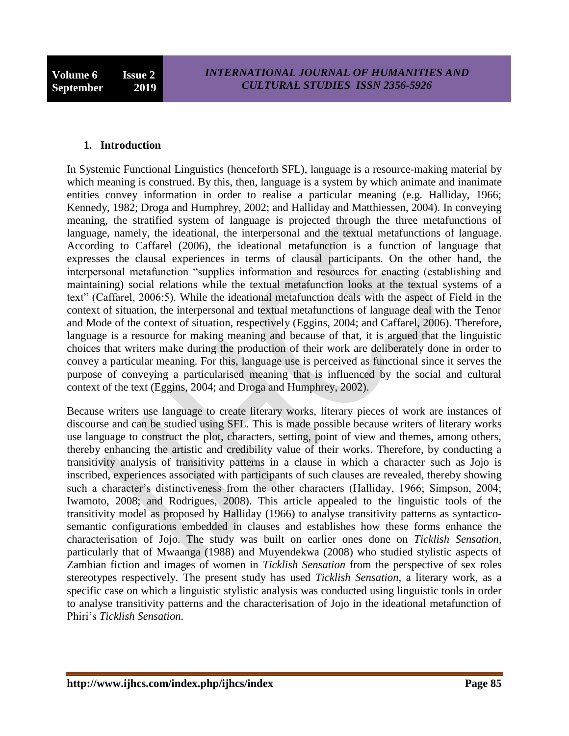## 1. Introduction

In Systemic Functional Linguistics (henceforth SFL), language is a resource-making material by which meaning is construed. By this, then, language is a system by which animate and inanimate entities convey information in order to realise a particular meaning (e.g. Halliday, 1966; Kennedy, 1982; Droga and Humphrey, 2002; and Halliday and Matthiessen, 2004). In conveying meaning, the stratified system of language is projected through the three metafunctions of language, namely, the ideational, the interpersonal and the textual metafunctions of language. According to Caffarel (2006), the ideational metafunction is a function of language that expresses the clausal experiences in terms of clausal participants. On the other hand, the interpersonal metafunction "supplies information and resources for enacting (establishing and maintaining) social relations while the textual metafunction looks at the textual systems of a text" (Caffarel, 2006:5). While the ideational metafunction deals with the aspect of Field in the context of situation, the interpersonal and textual metafunctions of language deal with the Tenor and Mode of the context of situation, respectively (Eggins, 2004; and Caffarel, 2006). Therefore, language is a resource for making meaning and because of that, it is argued that the linguistic choices that writers make during the production of their work are deliberately done in order to convey a particular meaning. For this, language use is perceived as functional since it serves the purpose of conveying a particularised meaning that is influenced by the social and cultural context of the text (Eggins, 2004; and Droga and Humphrey, 2002).

Because writers use language to create literary works, literary pieces of work are instances of discourse and can be studied using SFL. This is made possible because writers of literary works use language to construct the plot, characters, setting, point of view and themes, among others, thereby enhancing the artistic and credibility value of their works. Therefore, by conducting a transitivity analysis of transitivity patterns in a clause in which a character such as Jojo is inscribed, experiences associated with participants of such clauses are revealed, thereby showing such a character's distinctiveness from the other characters (Halliday, 1966; Simpson, 2004; Iwamoto, 2008; and Rodrigues, 2008). This article appealed to the linguistic tools of the transitivity model as proposed by Halliday (1966) to analyse transitivity patterns as syntactico-semantic configurations embedded in clauses and establishes how these forms enhance the characterisation of Jojo. The study was built on earlier ones done on *Ticklish Sensation*, particularly that of Mwaanga (1988) and Muyendekwa (2008) who studied stylistic aspects of Zambian fiction and images of women in *Ticklish Sensation* from the perspective of sex roles stereotypes respectively. The present study has used *Ticklish Sensation*, a literary work, as a specific case on which a linguistic stylistic analysis was conducted using linguistic tools in order to analyse transitivity patterns and the characterisation of Jojo in the ideational metafunction of Phiri's *Ticklish Sensation*.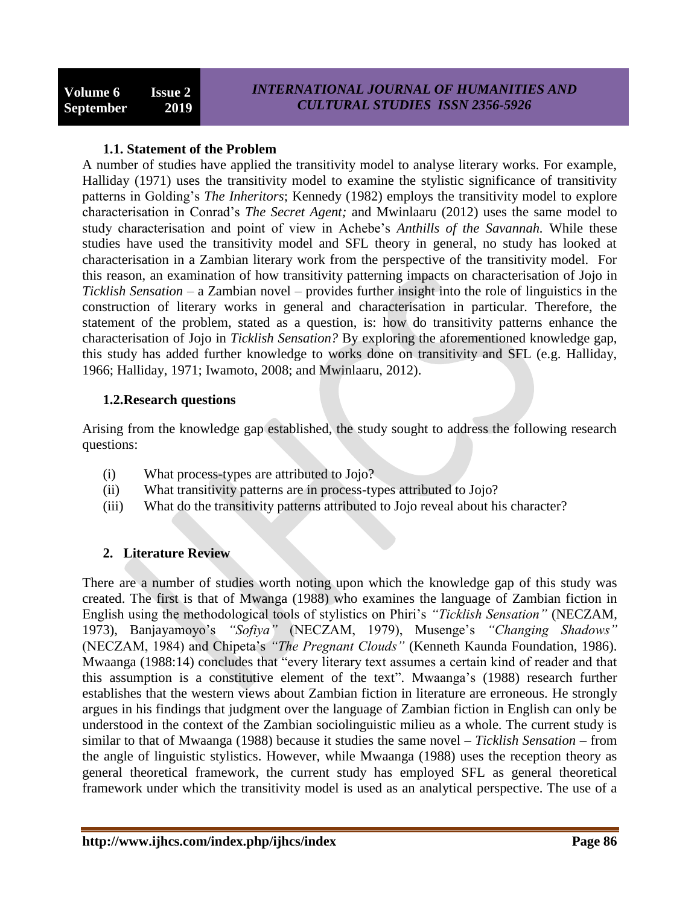### 1.1. Statement of the Problem

A number of studies have applied the transitivity model to analyse literary works. For example, Halliday (1971) uses the transitivity model to examine the stylistic significance of transitivity patterns in Golding's *The Inheritors*; Kennedy (1982) employs the transitivity model to explore characterisation in Conrad's *The Secret Agent;* and Mwinlaaru (2012) uses the same model to study characterisation and point of view in Achebe's *Anthills of the Savannah.* While these studies have used the transitivity model and SFL theory in general, no study has looked at characterisation in a Zambian literary work from the perspective of the transitivity model. For this reason, an examination of how transitivity patterning impacts on characterisation of Jojo in *Ticklish Sensation* – a Zambian novel – provides further insight into the role of linguistics in the construction of literary works in general and characterisation in particular. Therefore, the statement of the problem, stated as a question, is: how do transitivity patterns enhance the characterisation of Jojo in *Ticklish Sensation?* By exploring the aforementioned knowledge gap, this study has added further knowledge to works done on transitivity and SFL (e.g. Halliday, 1966; Halliday, 1971; Iwamoto, 2008; and Mwinlaaru, 2012).

### 1.2. Research questions

Arising from the knowledge gap established, the study sought to address the following research questions:

(i) What process-types are attributed to Jojo?

(ii) What transitivity patterns are in process-types attributed to Jojo?

(iii) What do the transitivity patterns attributed to Jojo reveal about his character?

## 2. Literature Review

There are a number of studies worth noting upon which the knowledge gap of this study was created. The first is that of Mwanga (1988) who examines the language of Zambian fiction in English using the methodological tools of stylistics on Phiri's *"Ticklish Sensation"* (NECZAM, 1973), Banjayamoyo's *"Sofiya"* (NECZAM, 1979), Musenge's *"Changing Shadows"* (NECZAM, 1984) and Chipeta's *"The Pregnant Clouds"* (Kenneth Kaunda Foundation, 1986). Mwaanga (1988:14) concludes that "every literary text assumes a certain kind of reader and that this assumption is a constitutive element of the text". Mwaanga's (1988) research further establishes that the western views about Zambian fiction in literature are erroneous. He strongly argues in his findings that judgment over the language of Zambian fiction in English can only be understood in the context of the Zambian sociolinguistic milieu as a whole. The current study is similar to that of Mwaanga (1988) because it studies the same novel – *Ticklish Sensation* – from the angle of linguistic stylistics. However, while Mwaanga (1988) uses the reception theory as general theoretical framework, the current study has employed SFL as general theoretical framework under which the transitivity model is used as an analytical perspective. The use of a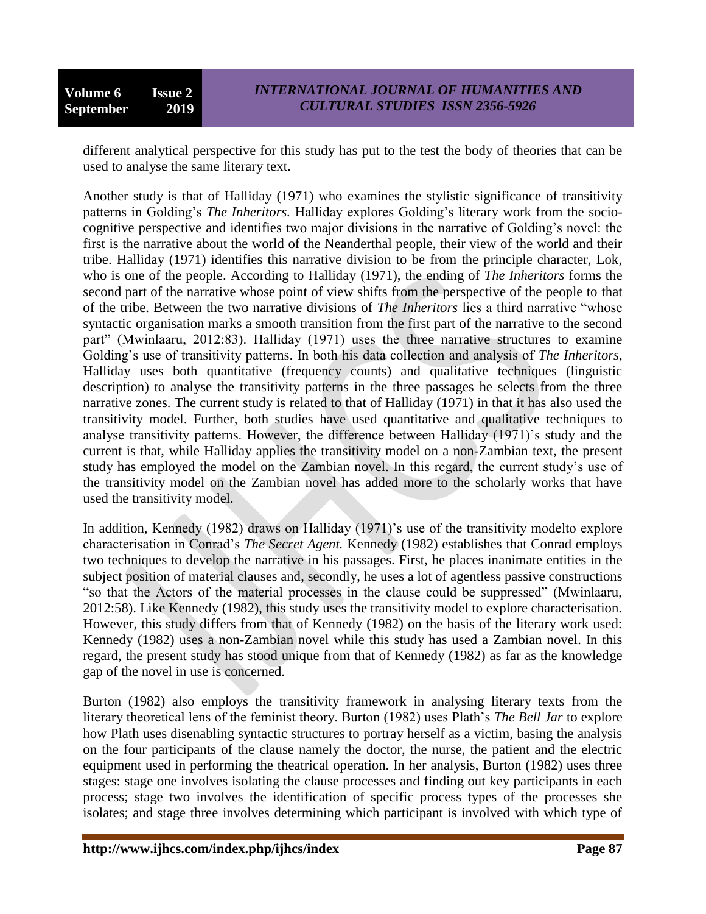different analytical perspective for this study has put to the test the body of theories that can be used to analyse the same literary text.

Another study is that of Halliday (1971) who examines the stylistic significance of transitivity patterns in Golding's *The Inheritors.* Halliday explores Golding's literary work from the socio-cognitive perspective and identifies two major divisions in the narrative of Golding's novel: the first is the narrative about the world of the Neanderthal people, their view of the world and their tribe. Halliday (1971) identifies this narrative division to be from the principle character, Lok, who is one of the people. According to Halliday (1971), the ending of *The Inheritors* forms the second part of the narrative whose point of view shifts from the perspective of the people to that of the tribe. Between the two narrative divisions of *The Inheritors* lies a third narrative "whose syntactic organisation marks a smooth transition from the first part of the narrative to the second part" (Mwinlaaru, 2012:83). Halliday (1971) uses the three narrative structures to examine Golding's use of transitivity patterns. In both his data collection and analysis of *The Inheritors*, Halliday uses both quantitative (frequency counts) and qualitative techniques (linguistic description) to analyse the transitivity patterns in the three passages he selects from the three narrative zones. The current study is related to that of Halliday (1971) in that it has also used the transitivity model. Further, both studies have used quantitative and qualitative techniques to analyse transitivity patterns. However, the difference between Halliday (1971)'s study and the current is that, while Halliday applies the transitivity model on a non-Zambian text, the present study has employed the model on the Zambian novel. In this regard, the current study's use of the transitivity model on the Zambian novel has added more to the scholarly works that have used the transitivity model.

In addition, Kennedy (1982) draws on Halliday (1971)'s use of the transitivity modelto explore characterisation in Conrad's *The Secret Agent.* Kennedy (1982) establishes that Conrad employs two techniques to develop the narrative in his passages. First, he places inanimate entities in the subject position of material clauses and, secondly, he uses a lot of agentless passive constructions "so that the Actors of the material processes in the clause could be suppressed" (Mwinlaaru, 2012:58). Like Kennedy (1982), this study uses the transitivity model to explore characterisation. However, this study differs from that of Kennedy (1982) on the basis of the literary work used: Kennedy (1982) uses a non-Zambian novel while this study has used a Zambian novel. In this regard, the present study has stood unique from that of Kennedy (1982) as far as the knowledge gap of the novel in use is concerned.

Burton (1982) also employs the transitivity framework in analysing literary texts from the literary theoretical lens of the feminist theory. Burton (1982) uses Plath's *The Bell Jar* to explore how Plath uses disenabling syntactic structures to portray herself as a victim, basing the analysis on the four participants of the clause namely the doctor, the nurse, the patient and the electric equipment used in performing the theatrical operation. In her analysis, Burton (1982) uses three stages: stage one involves isolating the clause processes and finding out key participants in each process; stage two involves the identification of specific process types of the processes she isolates; and stage three involves determining which participant is involved with which type of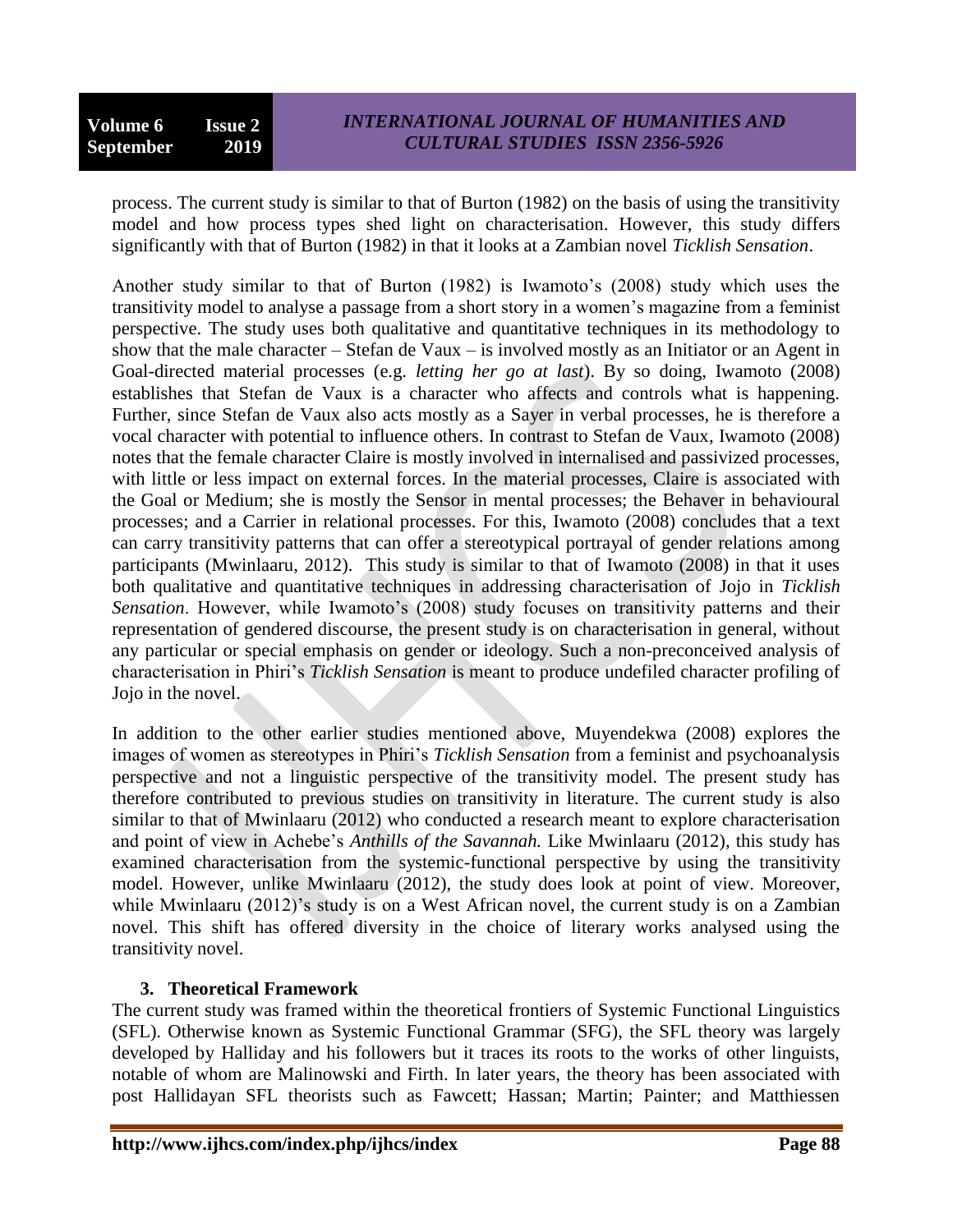process. The current study is similar to that of Burton (1982) on the basis of using the transitivity model and how process types shed light on characterisation. However, this study differs significantly with that of Burton (1982) in that it looks at a Zambian novel *Ticklish Sensation*.

Another study similar to that of Burton (1982) is Iwamoto's (2008) study which uses the transitivity model to analyse a passage from a short story in a women's magazine from a feminist perspective. The study uses both qualitative and quantitative techniques in its methodology to show that the male character – Stefan de Vaux – is involved mostly as an Initiator or an Agent in Goal-directed material processes (e.g. *letting her go at last*). By so doing, Iwamoto (2008) establishes that Stefan de Vaux is a character who affects and controls what is happening. Further, since Stefan de Vaux also acts mostly as a Sayer in verbal processes, he is therefore a vocal character with potential to influence others. In contrast to Stefan de Vaux, Iwamoto (2008) notes that the female character Claire is mostly involved in internalised and passivized processes, with little or less impact on external forces. In the material processes, Claire is associated with the Goal or Medium; she is mostly the Sensor in mental processes; the Behaver in behavioural processes; and a Carrier in relational processes. For this, Iwamoto (2008) concludes that a text can carry transitivity patterns that can offer a stereotypical portrayal of gender relations among participants (Mwinlaaru, 2012). This study is similar to that of Iwamoto (2008) in that it uses both qualitative and quantitative techniques in addressing characterisation of Jojo in *Ticklish Sensation*. However, while Iwamoto's (2008) study focuses on transitivity patterns and their representation of gendered discourse, the present study is on characterisation in general, without any particular or special emphasis on gender or ideology. Such a non-preconceived analysis of characterisation in Phiri's *Ticklish Sensation* is meant to produce undefiled character profiling of Jojo in the novel.

In addition to the other earlier studies mentioned above, Muyendekwa (2008) explores the images of women as stereotypes in Phiri's *Ticklish Sensation* from a feminist and psychoanalysis perspective and not a linguistic perspective of the transitivity model. The present study has therefore contributed to previous studies on transitivity in literature. The current study is also similar to that of Mwinlaaru (2012) who conducted a research meant to explore characterisation and point of view in Achebe's *Anthills of the Savannah.* Like Mwinlaaru (2012), this study has examined characterisation from the systemic-functional perspective by using the transitivity model. However, unlike Mwinlaaru (2012), the study does look at point of view. Moreover, while Mwinlaaru (2012)'s study is on a West African novel, the current study is on a Zambian novel. This shift has offered diversity in the choice of literary works analysed using the transitivity novel.

## 3. Theoretical Framework

The current study was framed within the theoretical frontiers of Systemic Functional Linguistics (SFL). Otherwise known as Systemic Functional Grammar (SFG), the SFL theory was largely developed by Halliday and his followers but it traces its roots to the works of other linguists, notable of whom are Malinowski and Firth. In later years, the theory has been associated with post Hallidayan SFL theorists such as Fawcett; Hassan; Martin; Painter; and Matthiessen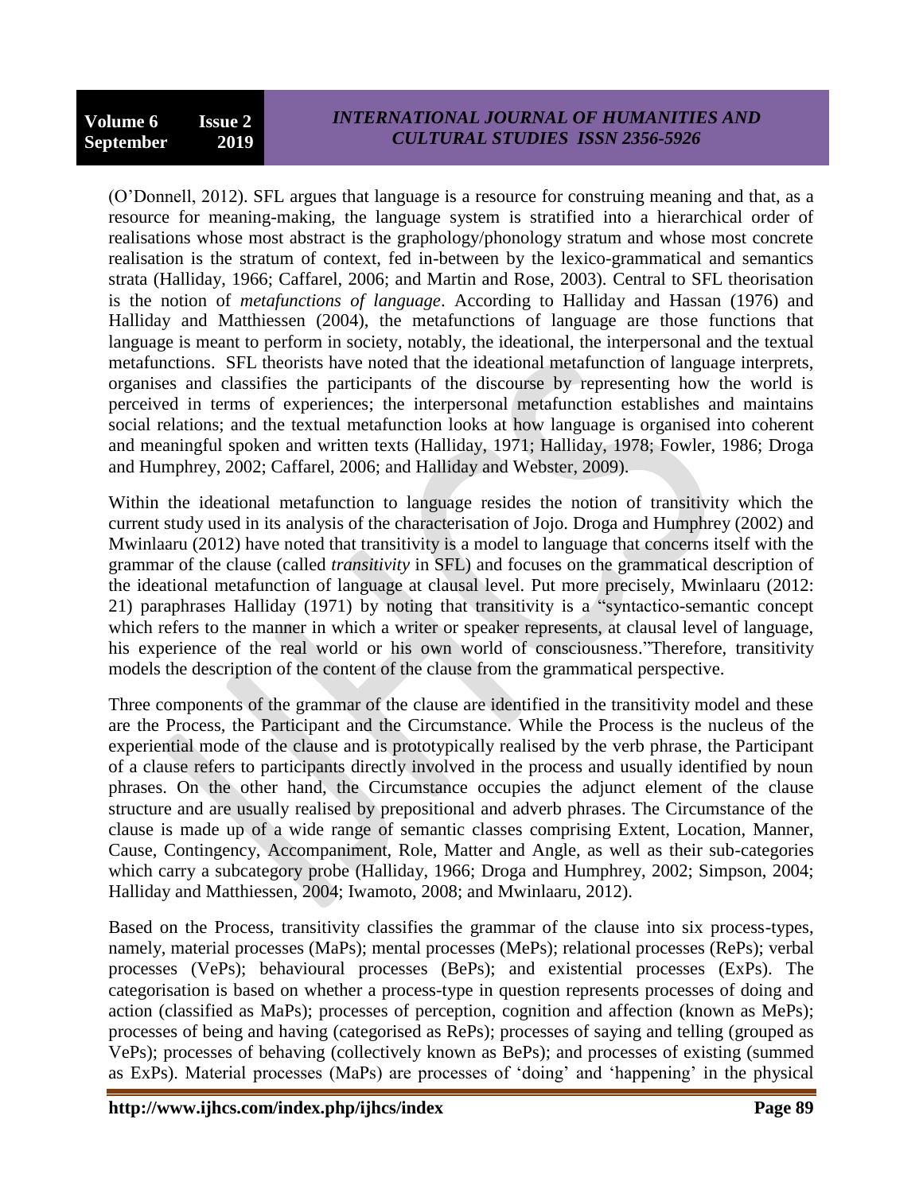(O'Donnell, 2012). SFL argues that language is a resource for construing meaning and that, as a resource for meaning-making, the language system is stratified into a hierarchical order of realisations whose most abstract is the graphology/phonology stratum and whose most concrete realisation is the stratum of context, fed in-between by the lexico-grammatical and semantics strata (Halliday, 1966; Caffarel, 2006; and Martin and Rose, 2003). Central to SFL theorisation is the notion of *metafunctions of language*. According to Halliday and Hassan (1976) and Halliday and Matthiessen (2004), the metafunctions of language are those functions that language is meant to perform in society, notably, the ideational, the interpersonal and the textual metafunctions. SFL theorists have noted that the ideational metafunction of language interprets, organises and classifies the participants of the discourse by representing how the world is perceived in terms of experiences; the interpersonal metafunction establishes and maintains social relations; and the textual metafunction looks at how language is organised into coherent and meaningful spoken and written texts (Halliday, 1971; Halliday, 1978; Fowler, 1986; Droga and Humphrey, 2002; Caffarel, 2006; and Halliday and Webster, 2009).

Within the ideational metafunction to language resides the notion of transitivity which the current study used in its analysis of the characterisation of Jojo. Droga and Humphrey (2002) and Mwinlaaru (2012) have noted that transitivity is a model to language that concerns itself with the grammar of the clause (called *transitivity* in SFL) and focuses on the grammatical description of the ideational metafunction of language at clausal level. Put more precisely, Mwinlaaru (2012: 21) paraphrases Halliday (1971) by noting that transitivity is a "syntactico-semantic concept which refers to the manner in which a writer or speaker represents, at clausal level of language, his experience of the real world or his own world of consciousness."Therefore, transitivity models the description of the content of the clause from the grammatical perspective.

Three components of the grammar of the clause are identified in the transitivity model and these are the Process, the Participant and the Circumstance. While the Process is the nucleus of the experiential mode of the clause and is prototypically realised by the verb phrase, the Participant of a clause refers to participants directly involved in the process and usually identified by noun phrases. On the other hand, the Circumstance occupies the adjunct element of the clause structure and are usually realised by prepositional and adverb phrases. The Circumstance of the clause is made up of a wide range of semantic classes comprising Extent, Location, Manner, Cause, Contingency, Accompaniment, Role, Matter and Angle, as well as their sub-categories which carry a subcategory probe (Halliday, 1966; Droga and Humphrey, 2002; Simpson, 2004; Halliday and Matthiessen, 2004; Iwamoto, 2008; and Mwinlaaru, 2012).

Based on the Process, transitivity classifies the grammar of the clause into six process-types, namely, material processes (MaPs); mental processes (MePs); relational processes (RePs); verbal processes (VePs); behavioural processes (BePs); and existential processes (ExPs). The categorisation is based on whether a process-type in question represents processes of doing and action (classified as MaPs); processes of perception, cognition and affection (known as MePs); processes of being and having (categorised as RePs); processes of saying and telling (grouped as VePs); processes of behaving (collectively known as BePs); and processes of existing (summed as ExPs). Material processes (MaPs) are processes of 'doing' and 'happening' in the physical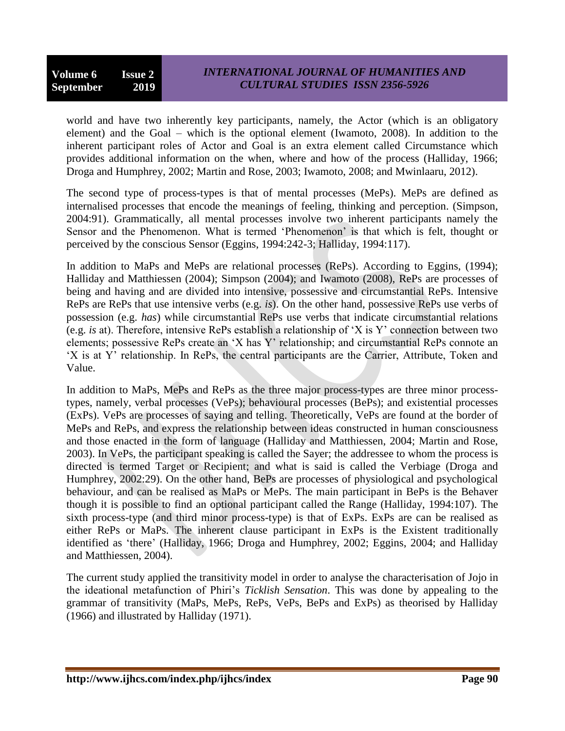world and have two inherently key participants, namely, the Actor (which is an obligatory element) and the Goal – which is the optional element (Iwamoto, 2008). In addition to the inherent participant roles of Actor and Goal is an extra element called Circumstance which provides additional information on the when, where and how of the process (Halliday, 1966; Droga and Humphrey, 2002; Martin and Rose, 2003; Iwamoto, 2008; and Mwinlaaru, 2012).

The second type of process-types is that of mental processes (MePs). MePs are defined as internalised processes that encode the meanings of feeling, thinking and perception. (Simpson, 2004:91). Grammatically, all mental processes involve two inherent participants namely the Sensor and the Phenomenon. What is termed 'Phenomenon' is that which is felt, thought or perceived by the conscious Sensor (Eggins, 1994:242-3; Halliday, 1994:117).

In addition to MaPs and MePs are relational processes (RePs). According to Eggins, (1994); Halliday and Matthiessen (2004); Simpson (2004); and Iwamoto (2008), RePs are processes of being and having and are divided into intensive, possessive and circumstantial RePs. Intensive RePs are RePs that use intensive verbs (e.g. *is*). On the other hand, possessive RePs use verbs of possession (e.g. *has*) while circumstantial RePs use verbs that indicate circumstantial relations (e.g. *is* at). Therefore, intensive RePs establish a relationship of 'X is Y' connection between two elements; possessive RePs create an 'X has Y' relationship; and circumstantial RePs connote an 'X is at Y' relationship. In RePs, the central participants are the Carrier, Attribute, Token and Value.

In addition to MaPs, MePs and RePs as the three major process-types are three minor process-types, namely, verbal processes (VePs); behavioural processes (BePs); and existential processes (ExPs). VePs are processes of saying and telling. Theoretically, VePs are found at the border of MePs and RePs, and express the relationship between ideas constructed in human consciousness and those enacted in the form of language (Halliday and Matthiessen, 2004; Martin and Rose, 2003). In VePs, the participant speaking is called the Sayer; the addressee to whom the process is directed is termed Target or Recipient; and what is said is called the Verbiage (Droga and Humphrey, 2002:29). On the other hand, BePs are processes of physiological and psychological behaviour, and can be realised as MaPs or MePs. The main participant in BePs is the Behaver though it is possible to find an optional participant called the Range (Halliday, 1994:107). The sixth process-type (and third minor process-type) is that of ExPs. ExPs are can be realised as either RePs or MaPs. The inherent clause participant in ExPs is the Existent traditionally identified as 'there' (Halliday, 1966; Droga and Humphrey, 2002; Eggins, 2004; and Halliday and Matthiessen, 2004).

The current study applied the transitivity model in order to analyse the characterisation of Jojo in the ideational metafunction of Phiri's *Ticklish Sensation*. This was done by appealing to the grammar of transitivity (MaPs, MePs, RePs, VePs, BePs and ExPs) as theorised by Halliday (1966) and illustrated by Halliday (1971).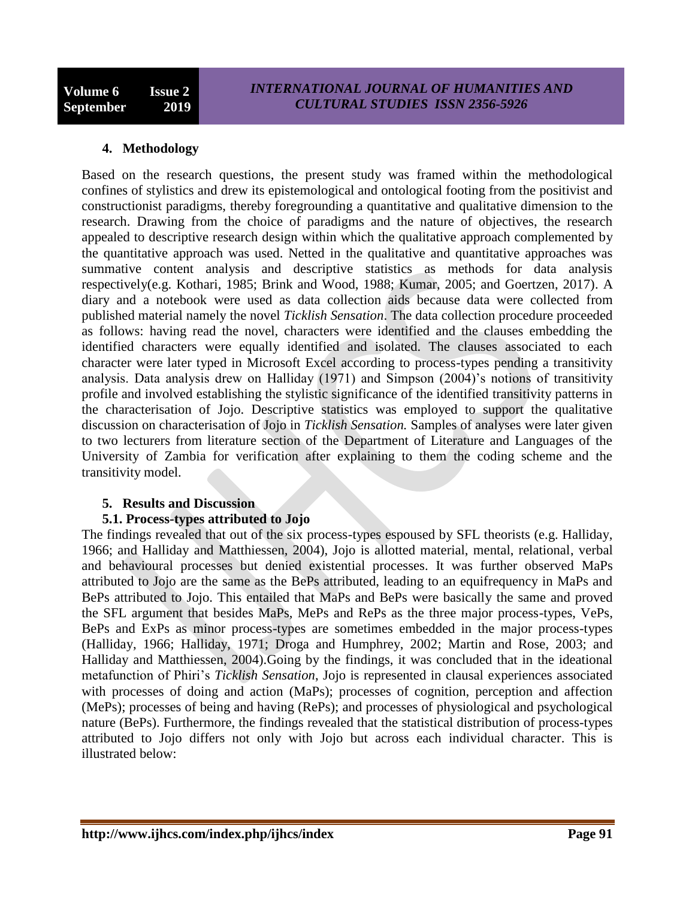## 4. Methodology

Based on the research questions, the present study was framed within the methodological confines of stylistics and drew its epistemological and ontological footing from the positivist and constructionist paradigms, thereby foregrounding a quantitative and qualitative dimension to the research. Drawing from the choice of paradigms and the nature of objectives, the research appealed to descriptive research design within which the qualitative approach complemented by the quantitative approach was used. Netted in the qualitative and quantitative approaches was summative content analysis and descriptive statistics as methods for data analysis respectively(e.g. Kothari, 1985; Brink and Wood, 1988; Kumar, 2005; and Goertzen, 2017). A diary and a notebook were used as data collection aids because data were collected from published material namely the novel *Ticklish Sensation*. The data collection procedure proceeded as follows: having read the novel, characters were identified and the clauses embedding the identified characters were equally identified and isolated. The clauses associated to each character were later typed in Microsoft Excel according to process-types pending a transitivity analysis. Data analysis drew on Halliday (1971) and Simpson (2004)'s notions of transitivity profile and involved establishing the stylistic significance of the identified transitivity patterns in the characterisation of Jojo. Descriptive statistics was employed to support the qualitative discussion on characterisation of Jojo in *Ticklish Sensation.* Samples of analyses were later given to two lecturers from literature section of the Department of Literature and Languages of the University of Zambia for verification after explaining to them the coding scheme and the transitivity model.

## 5. Results and Discussion

### 5.1. Process-types attributed to Jojo

The findings revealed that out of the six process-types espoused by SFL theorists (e.g. Halliday, 1966; and Halliday and Matthiessen, 2004), Jojo is allotted material, mental, relational, verbal and behavioural processes but denied existential processes. It was further observed MaPs attributed to Jojo are the same as the BePs attributed, leading to an equifrequency in MaPs and BePs attributed to Jojo. This entailed that MaPs and BePs were basically the same and proved the SFL argument that besides MaPs, MePs and RePs as the three major process-types, VePs, BePs and ExPs as minor process-types are sometimes embedded in the major process-types (Halliday, 1966; Halliday, 1971; Droga and Humphrey, 2002; Martin and Rose, 2003; and Halliday and Matthiessen, 2004).Going by the findings, it was concluded that in the ideational metafunction of Phiri's *Ticklish Sensation*, Jojo is represented in clausal experiences associated with processes of doing and action (MaPs); processes of cognition, perception and affection (MePs); processes of being and having (RePs); and processes of physiological and psychological nature (BePs). Furthermore, the findings revealed that the statistical distribution of process-types attributed to Jojo differs not only with Jojo but across each individual character. This is illustrated below: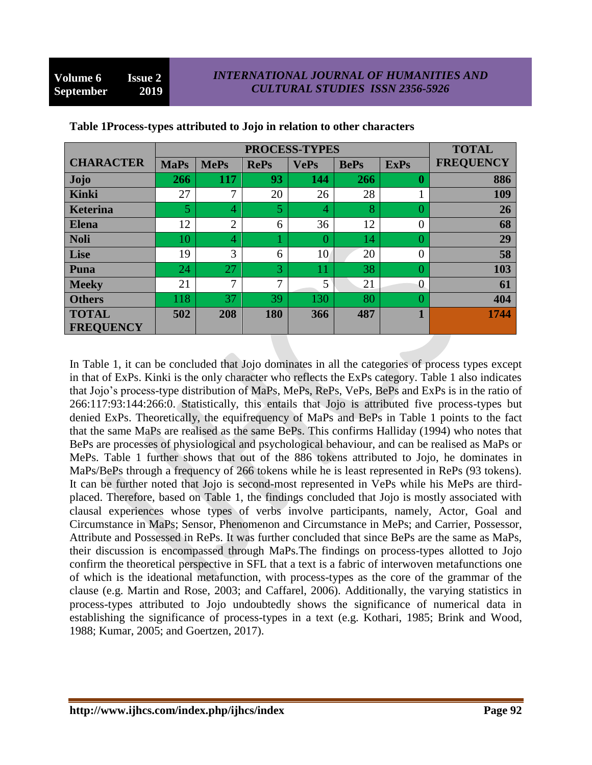**Table 1Process-types attributed to Jojo in relation to other characters**

| CHARACTER | PROCESS-TYPES | | | | | | TOTAL FREQUENCY |
|---|---|---|---|---|---|---|---|
| | MaPs | MePs | RePs | VePs | BePs | ExPs | |
| **Jojo** | **266** | **117** | **93** | **144** | **266** | **0** | **886** |
| **Kinki** | 27 | 7 | 20 | 26 | 28 | 1 | **109** |
| **Keterina** | 5 | 4 | 5 | 4 | 8 | 0 | **26** |
| **Elena** | 12 | 2 | 6 | 36 | 12 | 0 | **68** |
| **Noli** | 10 | 4 | 1 | 0 | 14 | 0 | **29** |
| **Lise** | 19 | 3 | 6 | 10 | 20 | 0 | **58** |
| **Puna** | 24 | 27 | 3 | 11 | 38 | 0 | **103** |
| **Meeky** | 21 | 7 | 7 | 5 | 21 | 0 | **61** |
| **Others** | 118 | 37 | 39 | 130 | 80 | 0 | **404** |
| **TOTAL FREQUENCY** | **502** | **208** | **180** | **366** | **487** | **1** | **1744** |

In Table 1, it can be concluded that Jojo dominates in all the categories of process types except in that of ExPs. Kinki is the only character who reflects the ExPs category. Table 1 also indicates that Jojo's process-type distribution of MaPs, MePs, RePs, VePs, BePs and ExPs is in the ratio of 266:117:93:144:266:0. Statistically, this entails that Jojo is attributed five process-types but denied ExPs. Theoretically, the equifrequency of MaPs and BePs in Table 1 points to the fact that the same MaPs are realised as the same BePs. This confirms Halliday (1994) who notes that BePs are processes of physiological and psychological behaviour, and can be realised as MaPs or MePs. Table 1 further shows that out of the 886 tokens attributed to Jojo, he dominates in MaPs/BePs through a frequency of 266 tokens while he is least represented in RePs (93 tokens). It can be further noted that Jojo is second-most represented in VePs while his MePs are third-placed. Therefore, based on Table 1, the findings concluded that Jojo is mostly associated with clausal experiences whose types of verbs involve participants, namely, Actor, Goal and Circumstance in MaPs; Sensor, Phenomenon and Circumstance in MePs; and Carrier, Possessor, Attribute and Possessed in RePs. It was further concluded that since BePs are the same as MaPs, their discussion is encompassed through MaPs.The findings on process-types allotted to Jojo confirm the theoretical perspective in SFL that a text is a fabric of interwoven metafunctions one of which is the ideational metafunction, with process-types as the core of the grammar of the clause (e.g. Martin and Rose, 2003; and Caffarel, 2006). Additionally, the varying statistics in process-types attributed to Jojo undoubtedly shows the significance of numerical data in establishing the significance of process-types in a text (e.g. Kothari, 1985; Brink and Wood, 1988; Kumar, 2005; and Goertzen, 2017).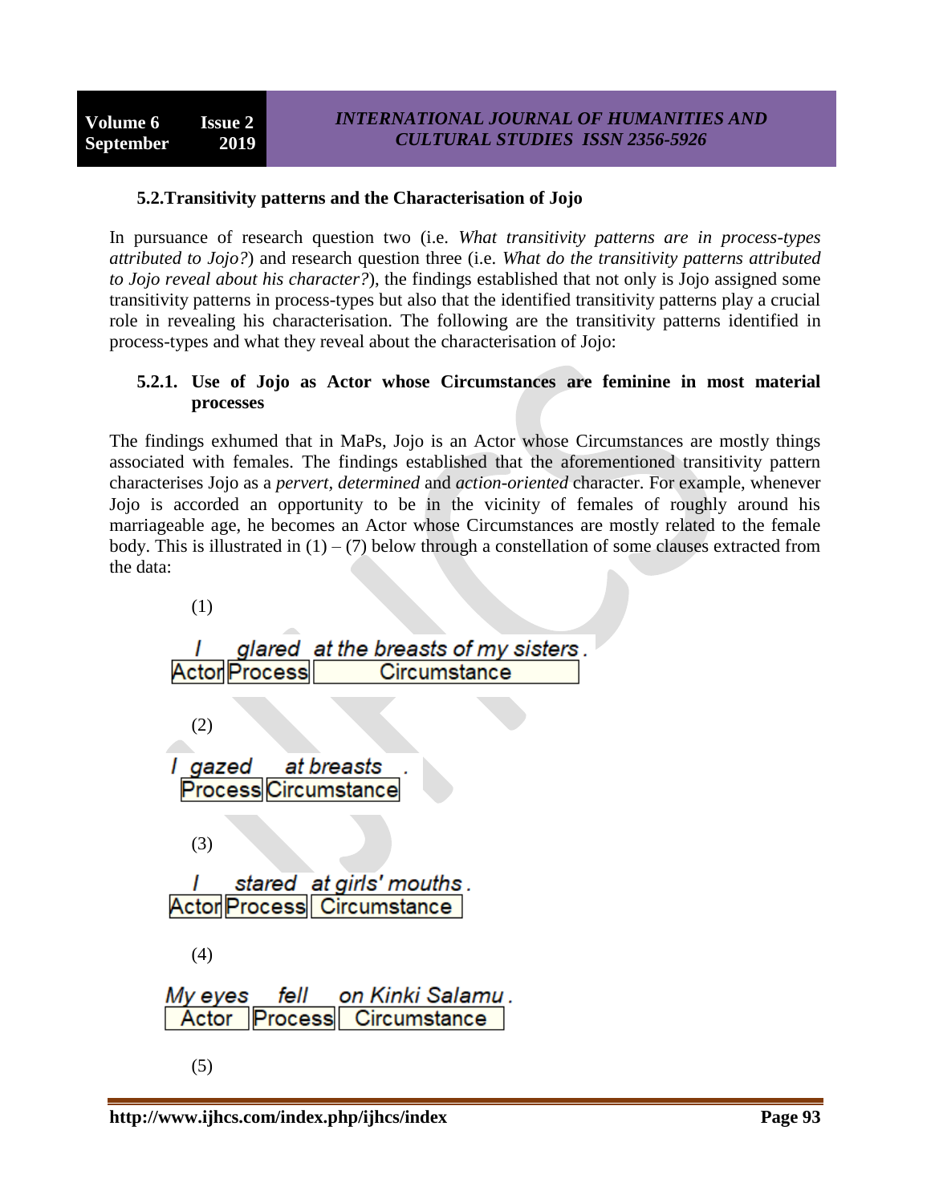### 5.2. Transitivity patterns and the Characterisation of Jojo

In pursuance of research question two (i.e. *What transitivity patterns are in process-types attributed to Jojo?*) and research question three (i.e. *What do the transitivity patterns attributed to Jojo reveal about his character?*), the findings established that not only is Jojo assigned some transitivity patterns in process-types but also that the identified transitivity patterns play a crucial role in revealing his characterisation. The following are the transitivity patterns identified in process-types and what they reveal about the characterisation of Jojo:

#### 5.2.1. Use of Jojo as Actor whose Circumstances are feminine in most material processes

The findings exhumed that in MaPs, Jojo is an Actor whose Circumstances are mostly things associated with females. The findings established that the aforementioned transitivity pattern characterises Jojo as a *pervert, determined* and *action-oriented* character. For example, whenever Jojo is accorded an opportunity to be in the vicinity of females of roughly around his marriageable age, he becomes an Actor whose Circumstances are mostly related to the female body. This is illustrated in (1) – (7) below through a constellation of some clauses extracted from the data:

(1)

| *I* | *glared* | *at the breasts of my sisters.* |
|---|---|---|
| Actor | Process | Circumstance |

(2)

| *I* | *gazed* | *at breasts.* |
|---|---|---|
| | Process | Circumstance |

(3)

| *I* | *stared* | *at girls' mouths.* |
|---|---|---|
| Actor | Process | Circumstance |

(4)

| *My eyes* | *fell* | *on Kinki Salamu.* |
|---|---|---|
| Actor | Process | Circumstance |

(5)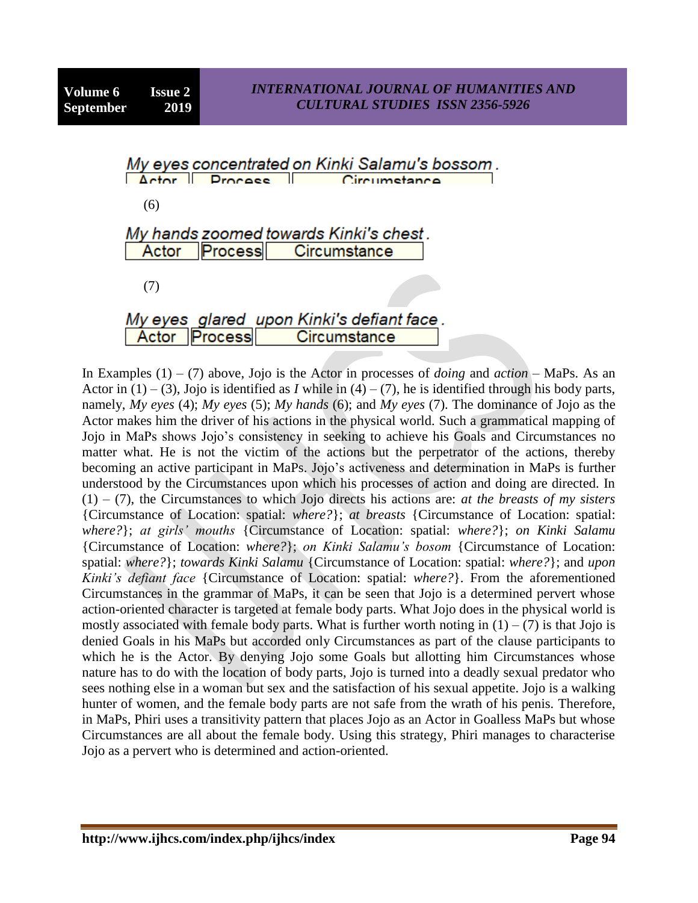*My eyes concentrated on Kinki Salamu's bossom.*

| Actor | Process | Circumstance |
|---|---|---|

(6)

*My hands zoomed towards Kinki's chest.*

| Actor | Process | Circumstance |
|---|---|---|

(7)

*My eyes glared upon Kinki's defiant face.*

| Actor | Process | Circumstance |
|---|---|---|

In Examples (1) – (7) above, Jojo is the Actor in processes of *doing* and *action* – MaPs. As an Actor in (1) – (3), Jojo is identified as *I* while in (4) – (7), he is identified through his body parts, namely, *My eyes* (4); *My eyes* (5); *My hands* (6); and *My eyes* (7). The dominance of Jojo as the Actor makes him the driver of his actions in the physical world. Such a grammatical mapping of Jojo in MaPs shows Jojo's consistency in seeking to achieve his Goals and Circumstances no matter what. He is not the victim of the actions but the perpetrator of the actions, thereby becoming an active participant in MaPs. Jojo's activeness and determination in MaPs is further understood by the Circumstances upon which his processes of action and doing are directed. In (1) – (7), the Circumstances to which Jojo directs his actions are: *at the breasts of my sisters* {Circumstance of Location: spatial: *where?*}; *at breasts* {Circumstance of Location: spatial: *where?*}; *at girls' mouths* {Circumstance of Location: spatial: *where?*}; *on Kinki Salamu* {Circumstance of Location: *where?*}; *on Kinki Salamu's bosom* {Circumstance of Location: spatial: *where?*}; *towards Kinki Salamu* {Circumstance of Location: spatial: *where?*}; and *upon Kinki's defiant face* {Circumstance of Location: spatial: *where?*}. From the aforementioned Circumstances in the grammar of MaPs, it can be seen that Jojo is a determined pervert whose action-oriented character is targeted at female body parts. What Jojo does in the physical world is mostly associated with female body parts. What is further worth noting in (1) – (7) is that Jojo is denied Goals in his MaPs but accorded only Circumstances as part of the clause participants to which he is the Actor. By denying Jojo some Goals but allotting him Circumstances whose nature has to do with the location of body parts, Jojo is turned into a deadly sexual predator who sees nothing else in a woman but sex and the satisfaction of his sexual appetite. Jojo is a walking hunter of women, and the female body parts are not safe from the wrath of his penis. Therefore, in MaPs, Phiri uses a transitivity pattern that places Jojo as an Actor in Goalless MaPs but whose Circumstances are all about the female body. Using this strategy, Phiri manages to characterise Jojo as a pervert who is determined and action-oriented.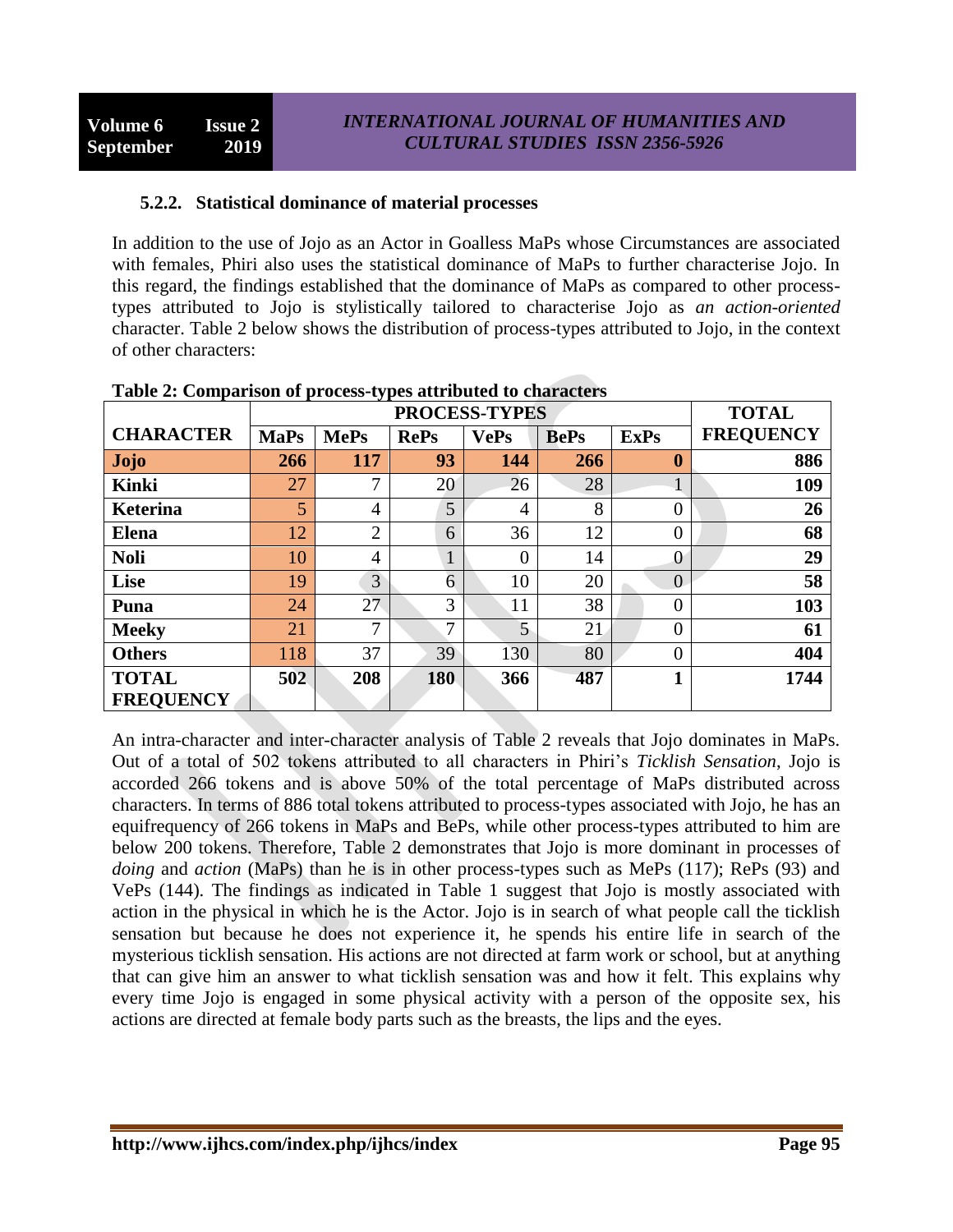### 5.2.2. Statistical dominance of material processes

In addition to the use of Jojo as an Actor in Goalless MaPs whose Circumstances are associated with females, Phiri also uses the statistical dominance of MaPs to further characterise Jojo. In this regard, the findings established that the dominance of MaPs as compared to other process-types attributed to Jojo is stylistically tailored to characterise Jojo as *an action-oriented* character. Table 2 below shows the distribution of process-types attributed to Jojo, in the context of other characters:

**Table 2: Comparison of process-types attributed to characters**

| | PROCESS-TYPES | | | | | | TOTAL |
|---|---|---|---|---|---|---|---|
| **CHARACTER** | **MaPs** | **MePs** | **RePs** | **VePs** | **BePs** | **ExPs** | **FREQUENCY** |
| **Jojo** | **266** | **117** | **93** | **144** | **266** | **0** | **886** |
| **Kinki** | 27 | 7 | 20 | 26 | 28 | 1 | **109** |
| **Keterina** | 5 | 4 | 5 | 4 | 8 | 0 | **26** |
| **Elena** | 12 | 2 | 6 | 36 | 12 | 0 | **68** |
| **Noli** | 10 | 4 | 1 | 0 | 14 | 0 | **29** |
| **Lise** | 19 | 3 | 6 | 10 | 20 | 0 | **58** |
| **Puna** | 24 | 27 | 3 | 11 | 38 | 0 | **103** |
| **Meeky** | 21 | 7 | 7 | 5 | 21 | 0 | **61** |
| **Others** | 118 | 37 | 39 | 130 | 80 | 0 | **404** |
| **TOTAL FREQUENCY** | **502** | **208** | **180** | **366** | **487** | **1** | **1744** |

An intra-character and inter-character analysis of Table 2 reveals that Jojo dominates in MaPs. Out of a total of 502 tokens attributed to all characters in Phiri's *Ticklish Sensation*, Jojo is accorded 266 tokens and is above 50% of the total percentage of MaPs distributed across characters. In terms of 886 total tokens attributed to process-types associated with Jojo, he has an equifrequency of 266 tokens in MaPs and BePs, while other process-types attributed to him are below 200 tokens. Therefore, Table 2 demonstrates that Jojo is more dominant in processes of *doing* and *action* (MaPs) than he is in other process-types such as MePs (117); RePs (93) and VePs (144). The findings as indicated in Table 1 suggest that Jojo is mostly associated with action in the physical in which he is the Actor. Jojo is in search of what people call the ticklish sensation but because he does not experience it, he spends his entire life in search of the mysterious ticklish sensation. His actions are not directed at farm work or school, but at anything that can give him an answer to what ticklish sensation was and how it felt. This explains why every time Jojo is engaged in some physical activity with a person of the opposite sex, his actions are directed at female body parts such as the breasts, the lips and the eyes.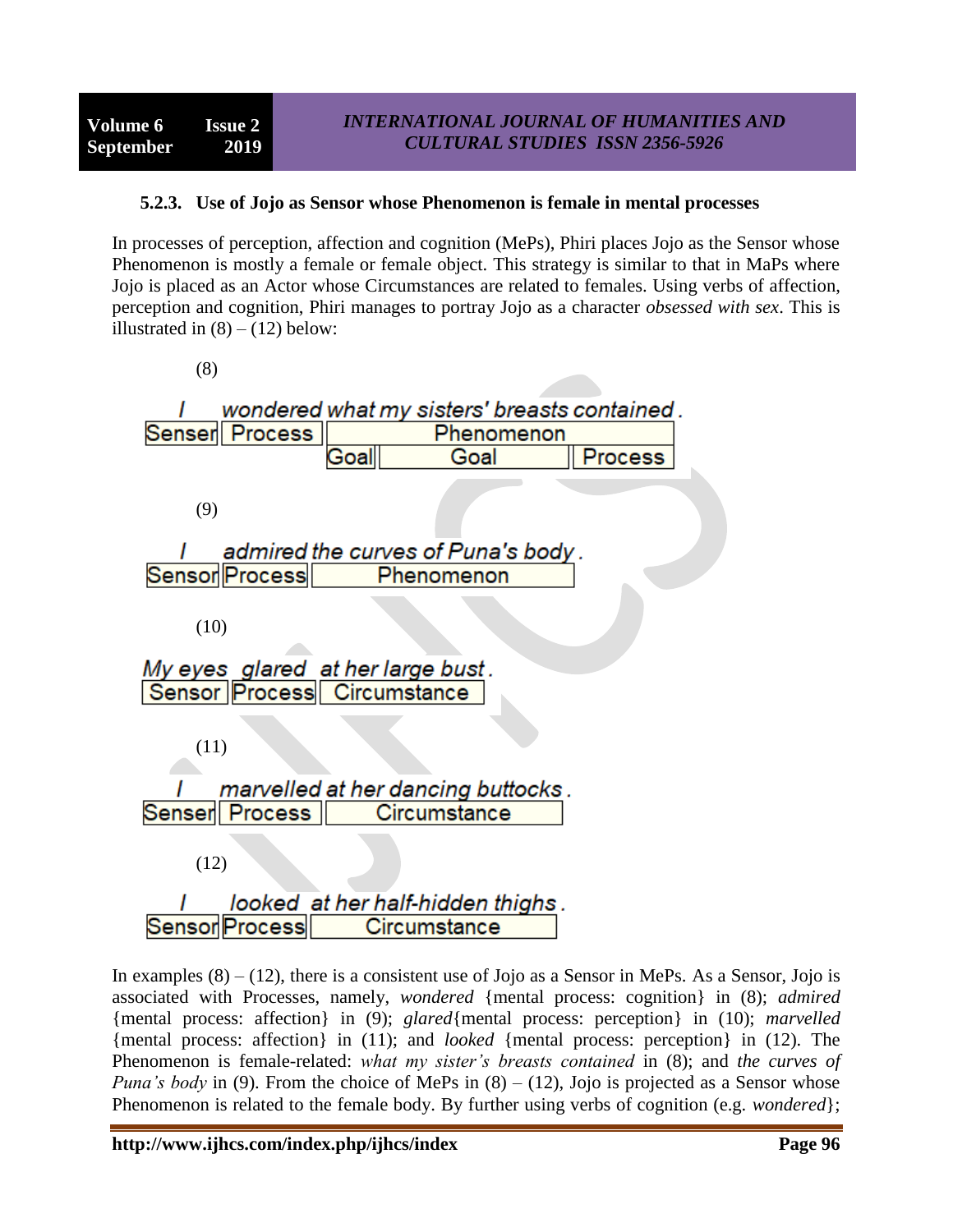### 5.2.3. Use of Jojo as Sensor whose Phenomenon is female in mental processes

In processes of perception, affection and cognition (MePs), Phiri places Jojo as the Sensor whose Phenomenon is mostly a female or female object. This strategy is similar to that in MaPs where Jojo is placed as an Actor whose Circumstances are related to females. Using verbs of affection, perception and cognition, Phiri manages to portray Jojo as a character *obsessed with sex*. This is illustrated in (8) – (12) below:

(8)

| *I* | *wondered* | *what* | *my sisters' breasts* | *contained.* |
|---|---|---|---|---|
| Senser | Process | Phenomenon | | |
| | | Goal | Goal | Process |

(9)

| *I* | *admired* | *the curves of Puna's body.* |
|---|---|---|
| Sensor | Process | Phenomenon |

(10)

| *My eyes* | *glared* | *at her large bust.* |
|---|---|---|
| Sensor | Process | Circumstance |

(11)

| *I* | *marvelled* | *at her dancing buttocks.* |
|---|---|---|
| Senser | Process | Circumstance |

(12)

| *I* | *looked* | *at her half-hidden thighs.* |
|---|---|---|
| Sensor | Process | Circumstance |

In examples (8) – (12), there is a consistent use of Jojo as a Sensor in MePs. As a Sensor, Jojo is associated with Processes, namely, *wondered* {mental process: cognition} in (8); *admired* {mental process: affection} in (9); *glared*{mental process: perception} in (10); *marvelled* {mental process: affection} in (11); and *looked* {mental process: perception} in (12). The Phenomenon is female-related: *what my sister's breasts contained* in (8); and *the curves of Puna's body* in (9). From the choice of MePs in (8) – (12), Jojo is projected as a Sensor whose Phenomenon is related to the female body. By further using verbs of cognition (e.g. *wondered*};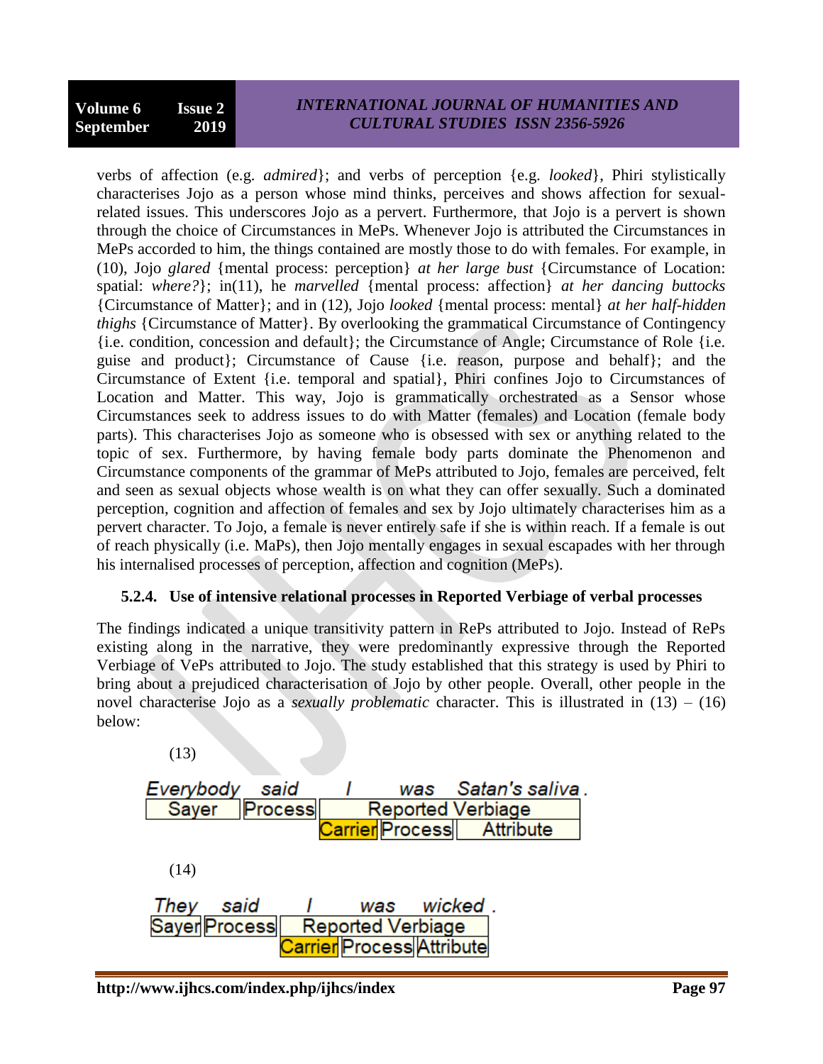verbs of affection (e.g. *admired*}; and verbs of perception {e.g. *looked*}, Phiri stylistically characterises Jojo as a person whose mind thinks, perceives and shows affection for sexual-related issues. This underscores Jojo as a pervert. Furthermore, that Jojo is a pervert is shown through the choice of Circumstances in MePs. Whenever Jojo is attributed the Circumstances in MePs accorded to him, the things contained are mostly those to do with females. For example, in (10), Jojo *glared* {mental process: perception} *at her large bust* {Circumstance of Location: spatial: *where?*}; in(11), he *marvelled* {mental process: affection} *at her dancing buttocks* {Circumstance of Matter}; and in (12), Jojo *looked* {mental process: mental} *at her half-hidden thighs* {Circumstance of Matter}. By overlooking the grammatical Circumstance of Contingency {i.e. condition, concession and default}; the Circumstance of Angle; Circumstance of Role {i.e. guise and product}; Circumstance of Cause {i.e. reason, purpose and behalf}; and the Circumstance of Extent {i.e. temporal and spatial}, Phiri confines Jojo to Circumstances of Location and Matter. This way, Jojo is grammatically orchestrated as a Sensor whose Circumstances seek to address issues to do with Matter (females) and Location (female body parts). This characterises Jojo as someone who is obsessed with sex or anything related to the topic of sex. Furthermore, by having female body parts dominate the Phenomenon and Circumstance components of the grammar of MePs attributed to Jojo, females are perceived, felt and seen as sexual objects whose wealth is on what they can offer sexually. Such a dominated perception, cognition and affection of females and sex by Jojo ultimately characterises him as a pervert character. To Jojo, a female is never entirely safe if she is within reach. If a female is out of reach physically (i.e. MaPs), then Jojo mentally engages in sexual escapades with her through his internalised processes of perception, affection and cognition (MePs).

### 5.2.4. Use of intensive relational processes in Reported Verbiage of verbal processes

The findings indicated a unique transitivity pattern in RePs attributed to Jojo. Instead of RePs existing along in the narrative, they were predominantly expressive through the Reported Verbiage of VePs attributed to Jojo. The study established that this strategy is used by Phiri to bring about a prejudiced characterisation of Jojo by other people. Overall, other people in the novel characterise Jojo as a *sexually problematic* character. This is illustrated in (13) – (16) below:

(13)

| *Everybody* | *said* | *I* | *was* | *Satan's saliva* . |
|---|---|---|---|---|
| Sayer | Process | Reported Verbiage | | |
| | | Carrier | Process | Attribute |

(14)

| *They* | *said* | *I* | *was* | *wicked* . |
|---|---|---|---|---|
| Sayer | Process | Reported Verbiage | | |
| | | Carrier | Process | Attribute |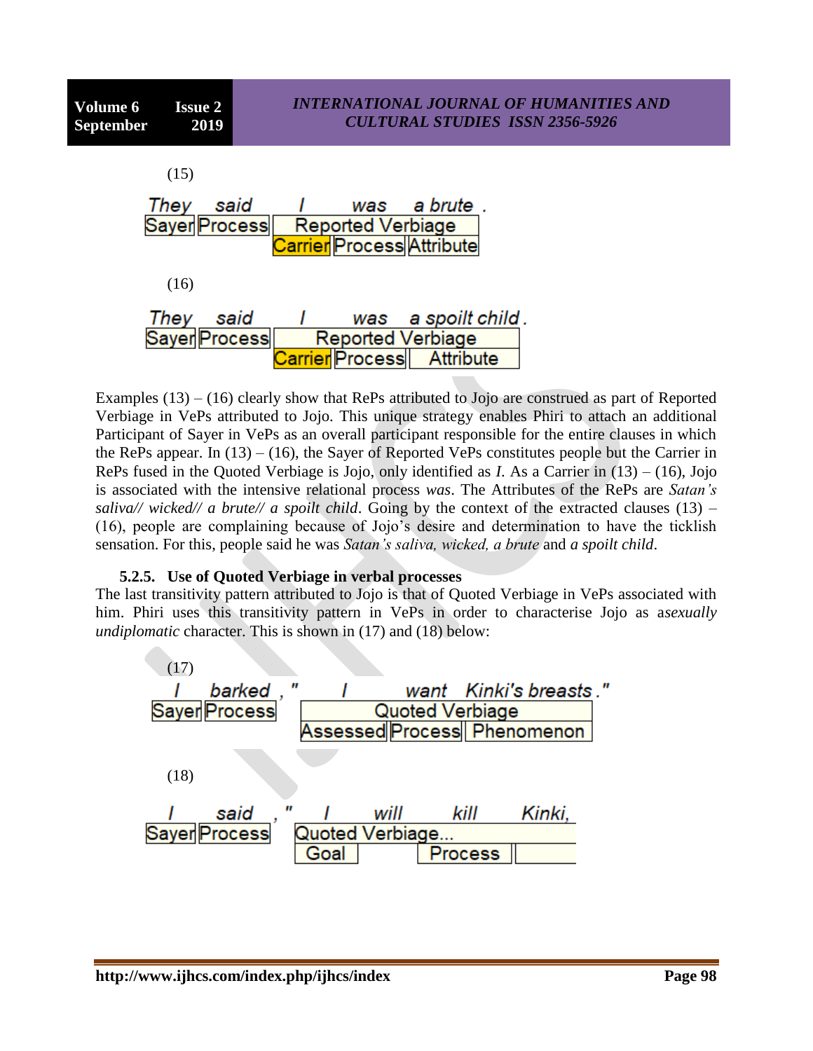(15)

| They | said | I | was | a brute. |
|---|---|---|---|---|
| Sayer | Process | Reported Verbiage | | |
| | | Carrier | Process | Attribute |

(16)

| They | said | I | was | a spoilt child. |
|---|---|---|---|---|
| Sayer | Process | Reported Verbiage | | |
| | | Carrier | Process | Attribute |

Examples (13) – (16) clearly show that RePs attributed to Jojo are construed as part of Reported Verbiage in VePs attributed to Jojo. This unique strategy enables Phiri to attach an additional Participant of Sayer in VePs as an overall participant responsible for the entire clauses in which the RePs appear. In (13) – (16), the Sayer of Reported VePs constitutes people but the Carrier in RePs fused in the Quoted Verbiage is Jojo, only identified as *I*. As a Carrier in (13) – (16), Jojo is associated with the intensive relational process *was*. The Attributes of the RePs are *Satan's saliva// wicked// a brute// a spoilt child*. Going by the context of the extracted clauses (13) – (16), people are complaining because of Jojo's desire and determination to have the ticklish sensation. For this, people said he was *Satan's saliva, wicked, a brute* and *a spoilt child*.

### 5.2.5. Use of Quoted Verbiage in verbal processes

The last transitivity pattern attributed to Jojo is that of Quoted Verbiage in VePs associated with him. Phiri uses this transitivity pattern in VePs in order to characterise Jojo as a*sexually undiplomatic* character. This is shown in (17) and (18) below:

(17)

| I | barked, " | I | want | Kinki's breasts." |
|---|---|---|---|---|
| Sayer | Process | Quoted Verbiage | | |
| | | Assessed | Process | Phenomenon |

(18)

| I | said, " | I | will | kill | Kinki, |
|---|---|---|---|---|---|
| Sayer | Process | Quoted Verbiage... | | | |
| | | Goal | | Process | |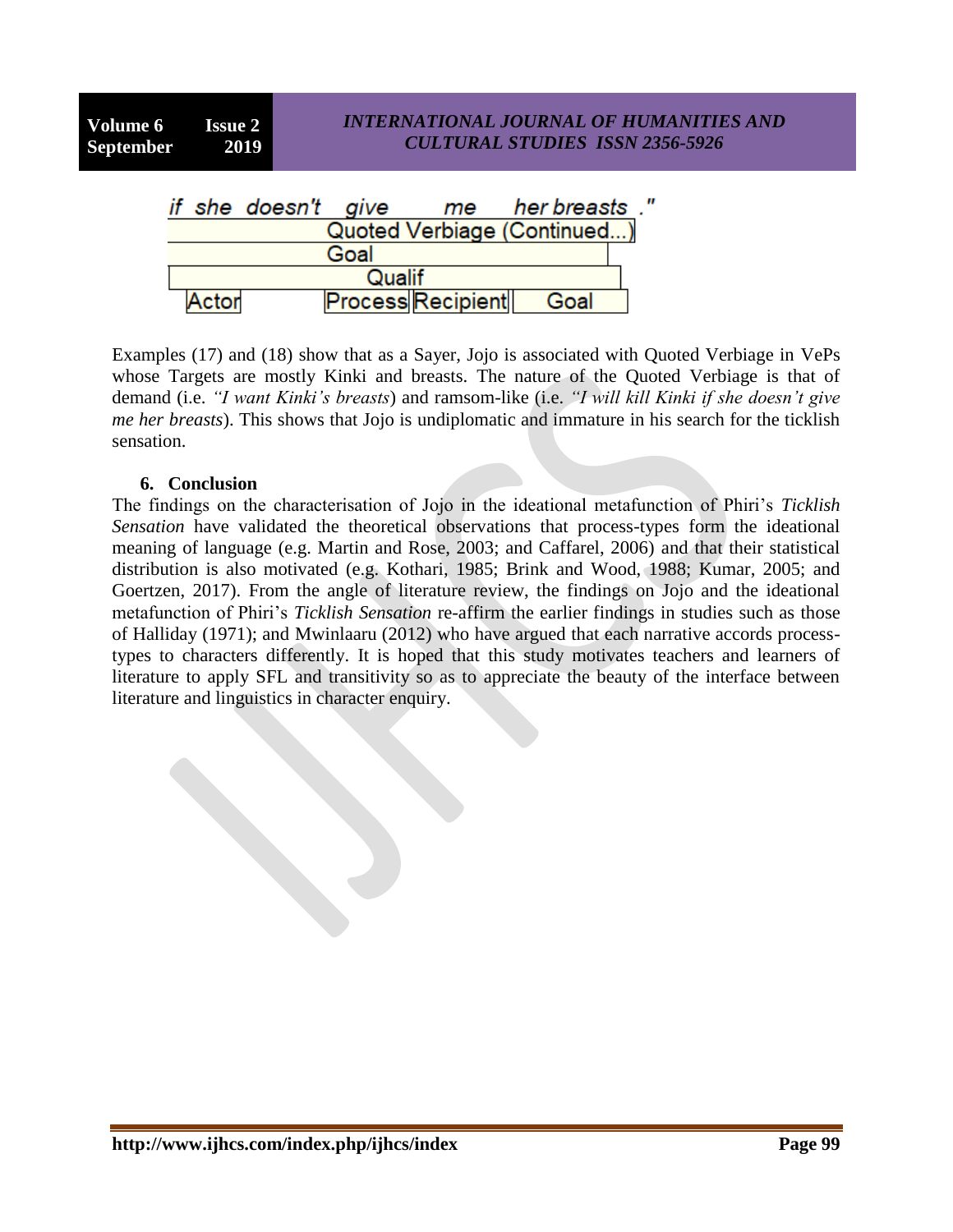| if | she | doesn't | give | me | her breasts | ." |
|---|---|---|---|---|---|---|
| Quoted Verbiage (Continued...) | | | | | | |
| Goal | | | | | | |
| Qualif | | | | | | |
| | Actor | | Process | Recipient | Goal | |

Examples (17) and (18) show that as a Sayer, Jojo is associated with Quoted Verbiage in VePs whose Targets are mostly Kinki and breasts. The nature of the Quoted Verbiage is that of demand (i.e. *"I want Kinki's breasts*) and ramsom-like (i.e. *"I will kill Kinki if she doesn't give me her breasts*). This shows that Jojo is undiplomatic and immature in his search for the ticklish sensation.

## 6. Conclusion

The findings on the characterisation of Jojo in the ideational metafunction of Phiri's *Ticklish Sensation* have validated the theoretical observations that process-types form the ideational meaning of language (e.g. Martin and Rose, 2003; and Caffarel, 2006) and that their statistical distribution is also motivated (e.g. Kothari, 1985; Brink and Wood, 1988; Kumar, 2005; and Goertzen, 2017). From the angle of literature review, the findings on Jojo and the ideational metafunction of Phiri's *Ticklish Sensation* re-affirm the earlier findings in studies such as those of Halliday (1971); and Mwinlaaru (2012) who have argued that each narrative accords process-types to characters differently. It is hoped that this study motivates teachers and learners of literature to apply SFL and transitivity so as to appreciate the beauty of the interface between literature and linguistics in character enquiry.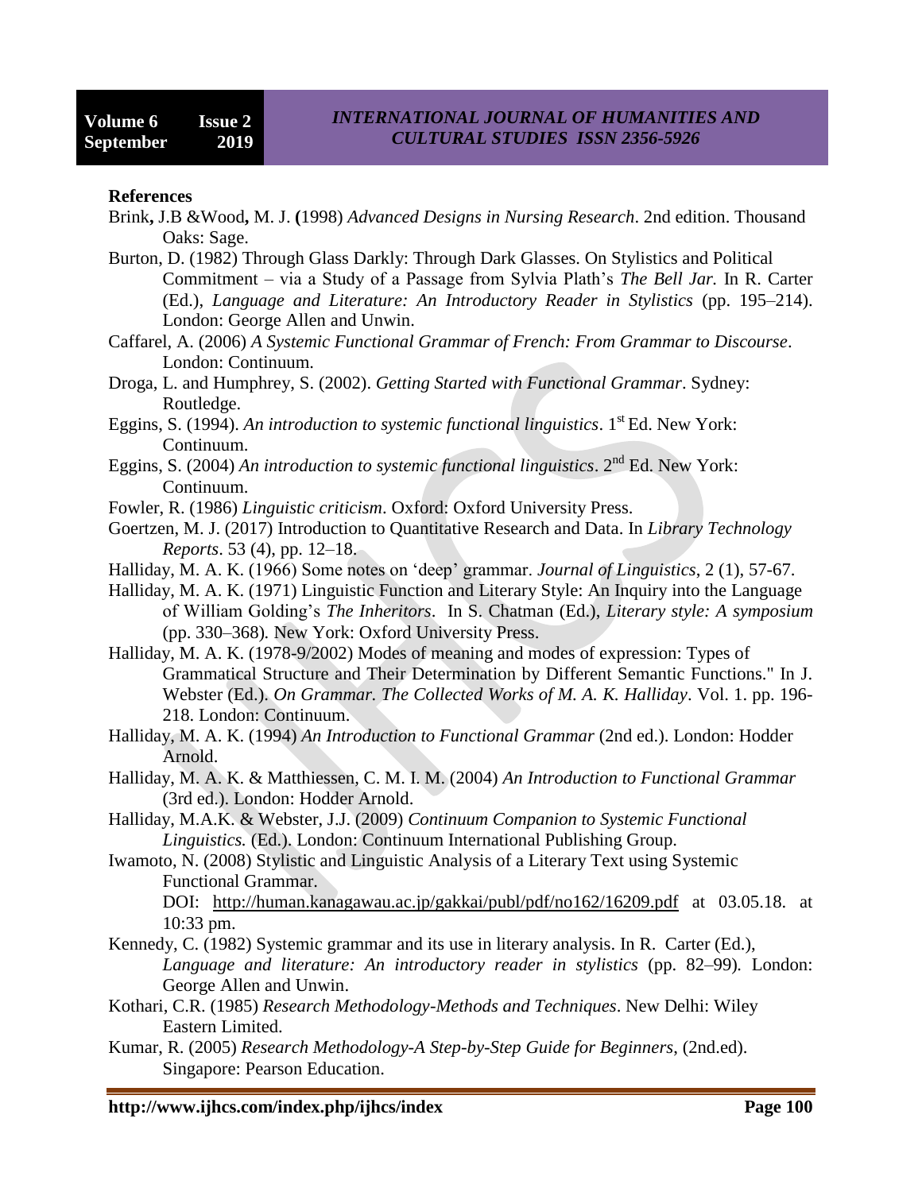**References**

Brink**,** J.B &Wood**,** M. J. **(**1998) *Advanced Designs in Nursing Research*. 2nd edition. Thousand Oaks: Sage.

Burton, D. (1982) Through Glass Darkly: Through Dark Glasses. On Stylistics and Political Commitment – via a Study of a Passage from Sylvia Plath's *The Bell Jar.* In R. Carter (Ed.), *Language and Literature: An Introductory Reader in Stylistics* (pp. 195–214). London: George Allen and Unwin.

Caffarel, A. (2006) *A Systemic Functional Grammar of French: From Grammar to Discourse*. London: Continuum.

Droga, L. and Humphrey, S. (2002). *Getting Started with Functional Grammar*. Sydney: Routledge.

Eggins, S. (1994). *An introduction to systemic functional linguistics*. 1st Ed. New York: Continuum.

Eggins, S. (2004) *An introduction to systemic functional linguistics*. 2nd Ed. New York: Continuum.

Fowler, R. (1986) *Linguistic criticism*. Oxford: Oxford University Press.

Goertzen, M. J. (2017) Introduction to Quantitative Research and Data. In *Library Technology Reports*. 53 (4), pp. 12–18.

Halliday, M. A. K. (1966) Some notes on 'deep' grammar. *Journal of Linguistics*, 2 (1), 57-67.

Halliday, M. A. K. (1971) Linguistic Function and Literary Style: An Inquiry into the Language of William Golding's *The Inheritors*. In S. Chatman (Ed.), *Literary style: A symposium* (pp. 330–368)*.* New York: Oxford University Press.

Halliday, M. A. K. (1978-9/2002) Modes of meaning and modes of expression: Types of Grammatical Structure and Their Determination by Different Semantic Functions." In J. Webster (Ed.). *On Grammar. The Collected Works of M. A. K. Halliday*. Vol. 1. pp. 196-218. London: Continuum.

Halliday, M. A. K. (1994) *An Introduction to Functional Grammar* (2nd ed.). London: Hodder Arnold.

Halliday, M. A. K. & Matthiessen, C. M. I. M. (2004) *An Introduction to Functional Grammar* (3rd ed.). London: Hodder Arnold.

Halliday, M.A.K. & Webster, J.J. (2009) *Continuum Companion to Systemic Functional Linguistics.* (Ed.). London: Continuum International Publishing Group.

Iwamoto, N. (2008) Stylistic and Linguistic Analysis of a Literary Text using Systemic Functional Grammar.
DOI: http://human.kanagawau.ac.jp/gakkai/publ/pdf/no162/16209.pdf at 03.05.18. at 10:33 pm.

Kennedy, C. (1982) Systemic grammar and its use in literary analysis. In R. Carter (Ed.), *Language and literature: An introductory reader in stylistics* (pp. 82–99)*.* London: George Allen and Unwin.

Kothari, C.R. (1985) *Research Methodology-Methods and Techniques*. New Delhi: Wiley Eastern Limited.

Kumar, R. (2005) *Research Methodology-A Step-by-Step Guide for Beginners*, (2nd.ed). Singapore: Pearson Education.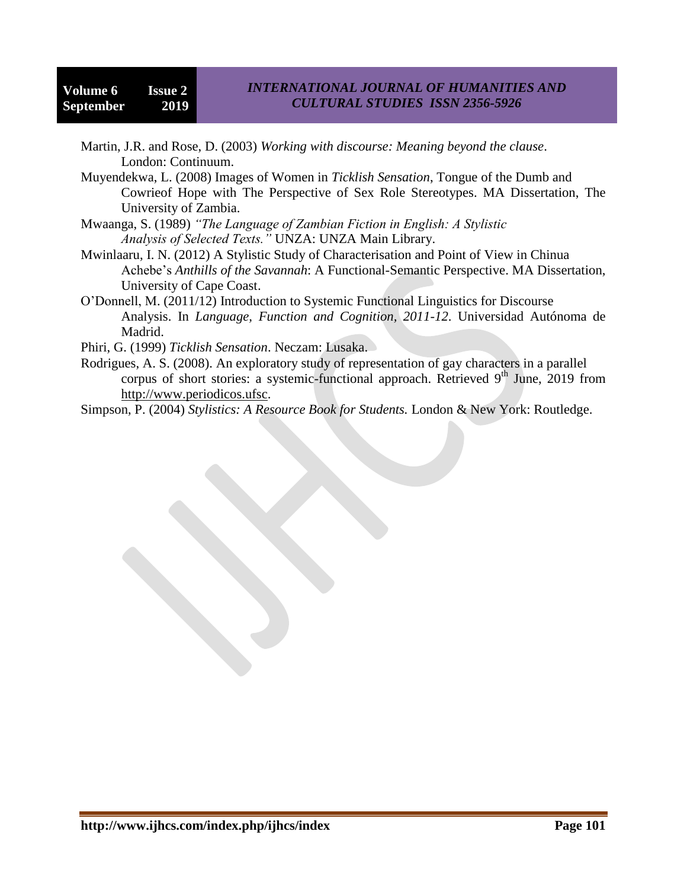Martin, J.R. and Rose, D. (2003) *Working with discourse: Meaning beyond the clause*. London: Continuum.

Muyendekwa, L. (2008) Images of Women in *Ticklish Sensation*, Tongue of the Dumb and Cowrieof Hope with The Perspective of Sex Role Stereotypes. MA Dissertation, The University of Zambia.

Mwaanga, S. (1989) *"The Language of Zambian Fiction in English: A Stylistic Analysis of Selected Texts."* UNZA: UNZA Main Library.

Mwinlaaru, I. N. (2012) A Stylistic Study of Characterisation and Point of View in Chinua Achebe's *Anthills of the Savannah*: A Functional-Semantic Perspective. MA Dissertation, University of Cape Coast.

O'Donnell, M. (2011/12) Introduction to Systemic Functional Linguistics for Discourse Analysis. In *Language, Function and Cognition, 2011-12*. Universidad Autónoma de Madrid.

Phiri, G. (1999) *Ticklish Sensation*. Neczam: Lusaka.

Rodrigues, A. S. (2008). An exploratory study of representation of gay characters in a parallel corpus of short stories: a systemic-functional approach. Retrieved 9th June, 2019 from http://www.periodicos.ufsc.

Simpson, P. (2004) *Stylistics: A Resource Book for Students.* London & New York: Routledge.